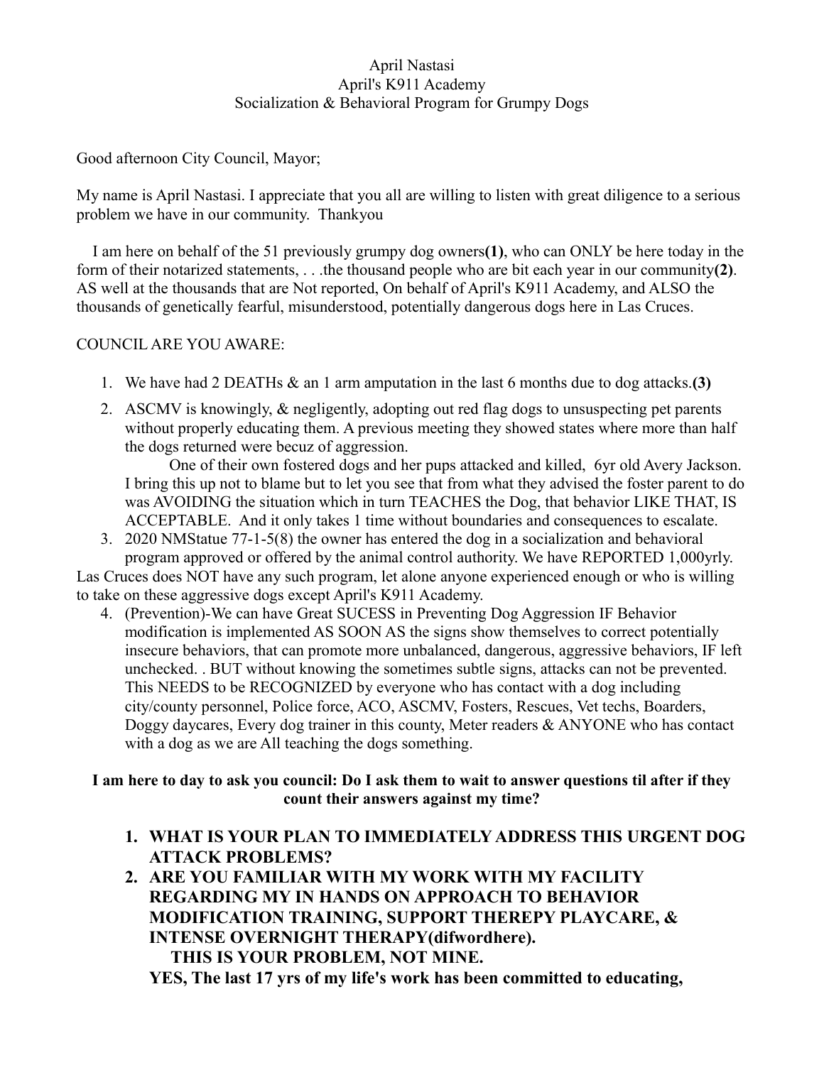April Nastasi
April's K911 Academy
Socialization & Behavioral Program for Grumpy Dogs

Good afternoon City Council, Mayor;

My name is April Nastasi. I appreciate that you all are willing to listen with great diligence to a serious problem we have in our community. Thankyou

I am here on behalf of the 51 previously grumpy dog owners**(1)**, who can ONLY be here today in the form of their notarized statements, . . .the thousand people who are bit each year in our community**(2)**. AS well at the thousands that are Not reported, On behalf of April's K911 Academy, and ALSO the thousands of genetically fearful, misunderstood, potentially dangerous dogs here in Las Cruces.

COUNCIL ARE YOU AWARE:

1. We have had 2 DEATHs & an 1 arm amputation in the last 6 months due to dog attacks.**(3)**
2. ASCMV is knowingly, & negligently, adopting out red flag dogs to unsuspecting pet parents without properly educating them. A previous meeting they showed states where more than half the dogs returned were becuz of aggression.

   One of their own fostered dogs and her pups attacked and killed, 6yr old Avery Jackson. I bring this up not to blame but to let you see that from what they advised the foster parent to do was AVOIDING the situation which in turn TEACHES the Dog, that behavior LIKE THAT, IS ACCEPTABLE. And it only takes 1 time without boundaries and consequences to escalate.
3. 2020 NMStatue 77-1-5(8) the owner has entered the dog in a socialization and behavioral program approved or offered by the animal control authority. We have REPORTED 1,000yrly.

Las Cruces does NOT have any such program, let alone anyone experienced enough or who is willing to take on these aggressive dogs except April's K911 Academy.

4. (Prevention)-We can have Great SUCESS in Preventing Dog Aggression IF Behavior modification is implemented AS SOON AS the signs show themselves to correct potentially insecure behaviors, that can promote more unbalanced, dangerous, aggressive behaviors, IF left unchecked. . BUT without knowing the sometimes subtle signs, attacks can not be prevented. This NEEDS to be RECOGNIZED by everyone who has contact with a dog including city/county personnel, Police force, ACO, ASCMV, Fosters, Rescues, Vet techs, Boarders, Doggy daycares, Every dog trainer in this county, Meter readers & ANYONE who has contact with a dog as we are All teaching the dogs something.

**I am here to day to ask you council: Do I ask them to wait to answer questions til after if they count their answers against my time?**

1. **WHAT IS YOUR PLAN TO IMMEDIATELY ADDRESS THIS URGENT DOG ATTACK PROBLEMS?**
2. **ARE YOU FAMILIAR WITH MY WORK WITH MY FACILITY REGARDING MY IN HANDS ON APPROACH TO BEHAVIOR MODIFICATION TRAINING, SUPPORT THEREPY PLAYCARE, & INTENSE OVERNIGHT THERAPY(difwordhere).**

   **THIS IS YOUR PROBLEM, NOT MINE.**

   **YES, The last 17 yrs of my life's work has been committed to educating,**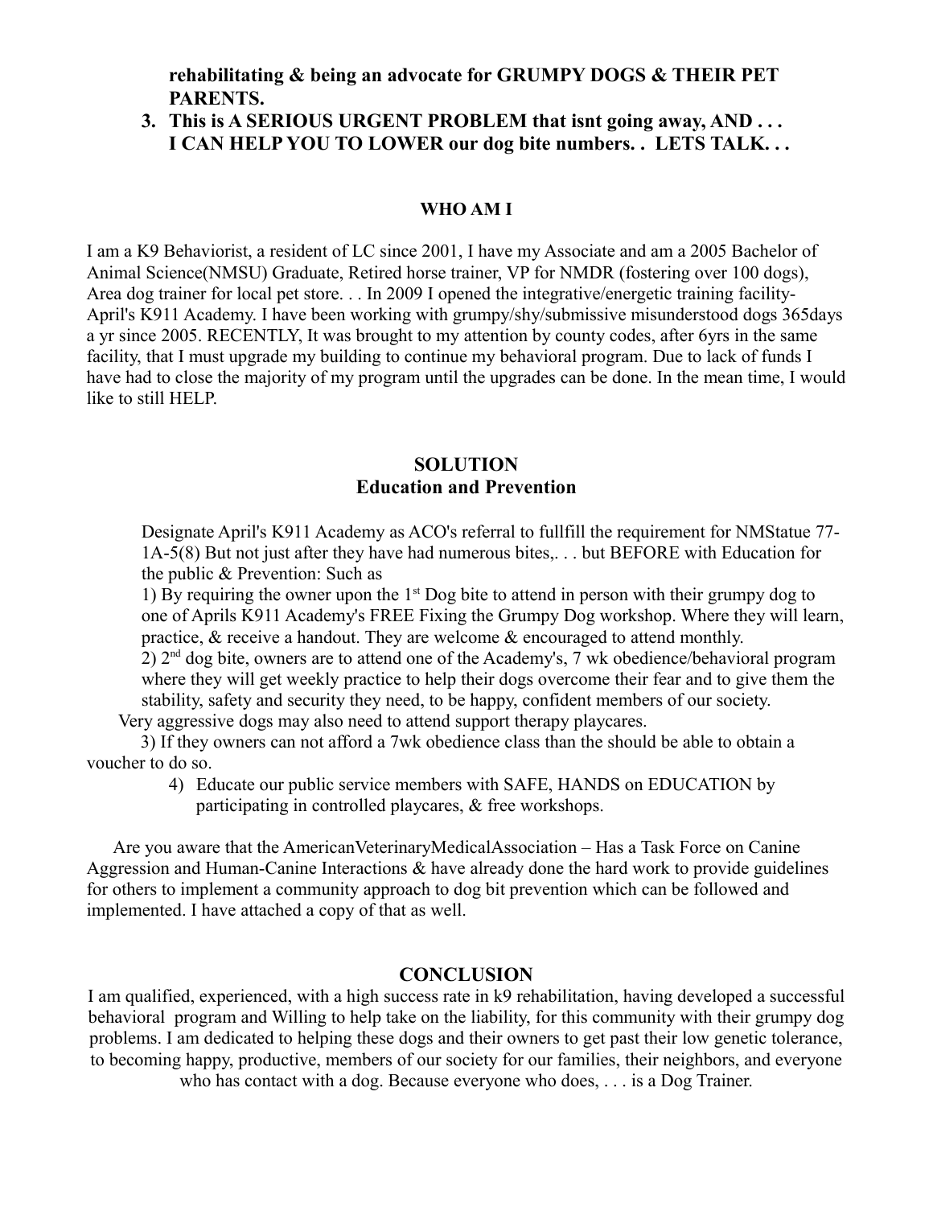rehabilitating & being an advocate for GRUMPY DOGS & THEIR PET PARENTS.**

3. **This is A SERIOUS URGENT PROBLEM that isnt going away, AND . . .
I CAN HELP YOU TO LOWER our dog bite numbers. . LETS TALK. . .**

## WHO AM I

I am a K9 Behaviorist, a resident of LC since 2001, I have my Associate and am a 2005 Bachelor of Animal Science(NMSU) Graduate, Retired horse trainer, VP for NMDR (fostering over 100 dogs), Area dog trainer for local pet store. . . In 2009 I opened the integrative/energetic training facility- April's K911 Academy. I have been working with grumpy/shy/submissive misunderstood dogs 365days a yr since 2005. RECENTLY, It was brought to my attention by county codes, after 6yrs in the same facility, that I must upgrade my building to continue my behavioral program. Due to lack of funds I have had to close the majority of my program until the upgrades can be done. In the mean time, I would like to still HELP.

## SOLUTION
## Education and Prevention

Designate April's K911 Academy as ACO's referral to fullfill the requirement for NMStatue 77-1A-5(8) But not just after they have had numerous bites,. . . but BEFORE with Education for the public & Prevention: Such as

1) By requiring the owner upon the 1st Dog bite to attend in person with their grumpy dog to one of Aprils K911 Academy's FREE Fixing the Grumpy Dog workshop. Where they will learn, practice, & receive a handout. They are welcome & encouraged to attend monthly.

2) 2nd dog bite, owners are to attend one of the Academy's, 7 wk obedience/behavioral program where they will get weekly practice to help their dogs overcome their fear and to give them the stability, safety and security they need, to be happy, confident members of our society.

Very aggressive dogs may also need to attend support therapy playcares.

3) If they owners can not afford a 7wk obedience class than the should be able to obtain a voucher to do so.

4) Educate our public service members with SAFE, HANDS on EDUCATION by participating in controlled playcares, & free workshops.

Are you aware that the AmericanVeterinaryMedicalAssociation – Has a Task Force on Canine Aggression and Human-Canine Interactions & have already done the hard work to provide guidelines for others to implement a community approach to dog bit prevention which can be followed and implemented. I have attached a copy of that as well.

## CONCLUSION

I am qualified, experienced, with a high success rate in k9 rehabilitation, having developed a successful behavioral program and Willing to help take on the liability, for this community with their grumpy dog problems. I am dedicated to helping these dogs and their owners to get past their low genetic tolerance, to becoming happy, productive, members of our society for our families, their neighbors, and everyone who has contact with a dog. Because everyone who does, . . . is a Dog Trainer.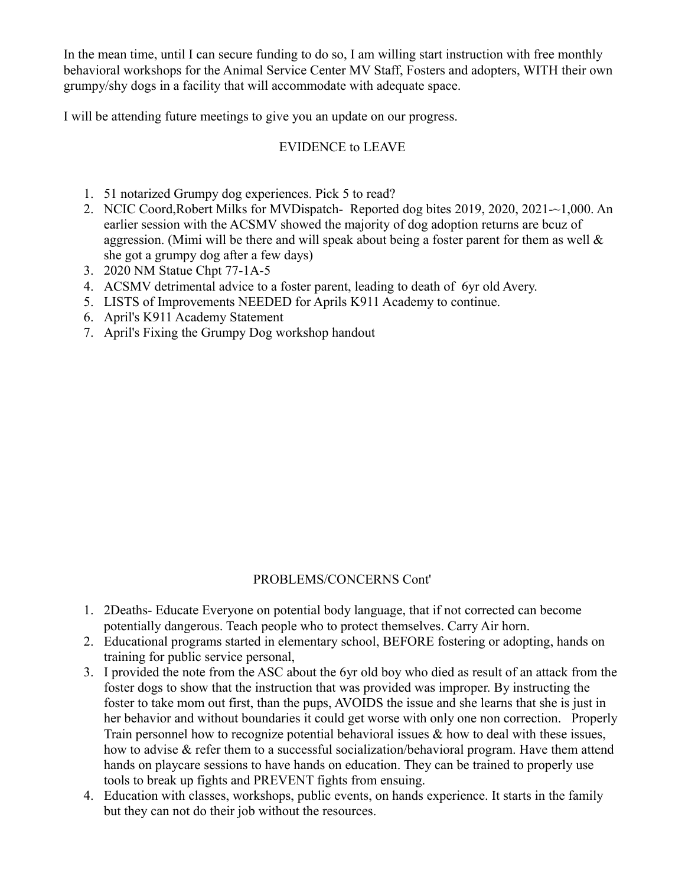In the mean time, until I can secure funding to do so, I am willing start instruction with free monthly behavioral workshops for the Animal Service Center MV Staff, Fosters and adopters, WITH their own grumpy/shy dogs in a facility that will accommodate with adequate space.

I will be attending future meetings to give you an update on our progress.

## EVIDENCE to LEAVE

1. 51 notarized Grumpy dog experiences. Pick 5 to read?
2. NCIC Coord,Robert Milks for MVDispatch- Reported dog bites 2019, 2020, 2021-~1,000. An earlier session with the ACSMV showed the majority of dog adoption returns are bcuz of aggression. (Mimi will be there and will speak about being a foster parent for them as well & she got a grumpy dog after a few days)
3. 2020 NM Statue Chpt 77-1A-5
4. ACSMV detrimental advice to a foster parent, leading to death of 6yr old Avery.
5. LISTS of Improvements NEEDED for Aprils K911 Academy to continue.
6. April's K911 Academy Statement
7. April's Fixing the Grumpy Dog workshop handout

## PROBLEMS/CONCERNS Cont'

1. 2Deaths- Educate Everyone on potential body language, that if not corrected can become potentially dangerous. Teach people who to protect themselves. Carry Air horn.
2. Educational programs started in elementary school, BEFORE fostering or adopting, hands on training for public service personal,
3. I provided the note from the ASC about the 6yr old boy who died as result of an attack from the foster dogs to show that the instruction that was provided was improper. By instructing the foster to take mom out first, than the pups, AVOIDS the issue and she learns that she is just in her behavior and without boundaries it could get worse with only one non correction. Properly Train personnel how to recognize potential behavioral issues & how to deal with these issues, how to advise & refer them to a successful socialization/behavioral program. Have them attend hands on playcare sessions to have hands on education. They can be trained to properly use tools to break up fights and PREVENT fights from ensuing.
4. Education with classes, workshops, public events, on hands experience. It starts in the family but they can not do their job without the resources.